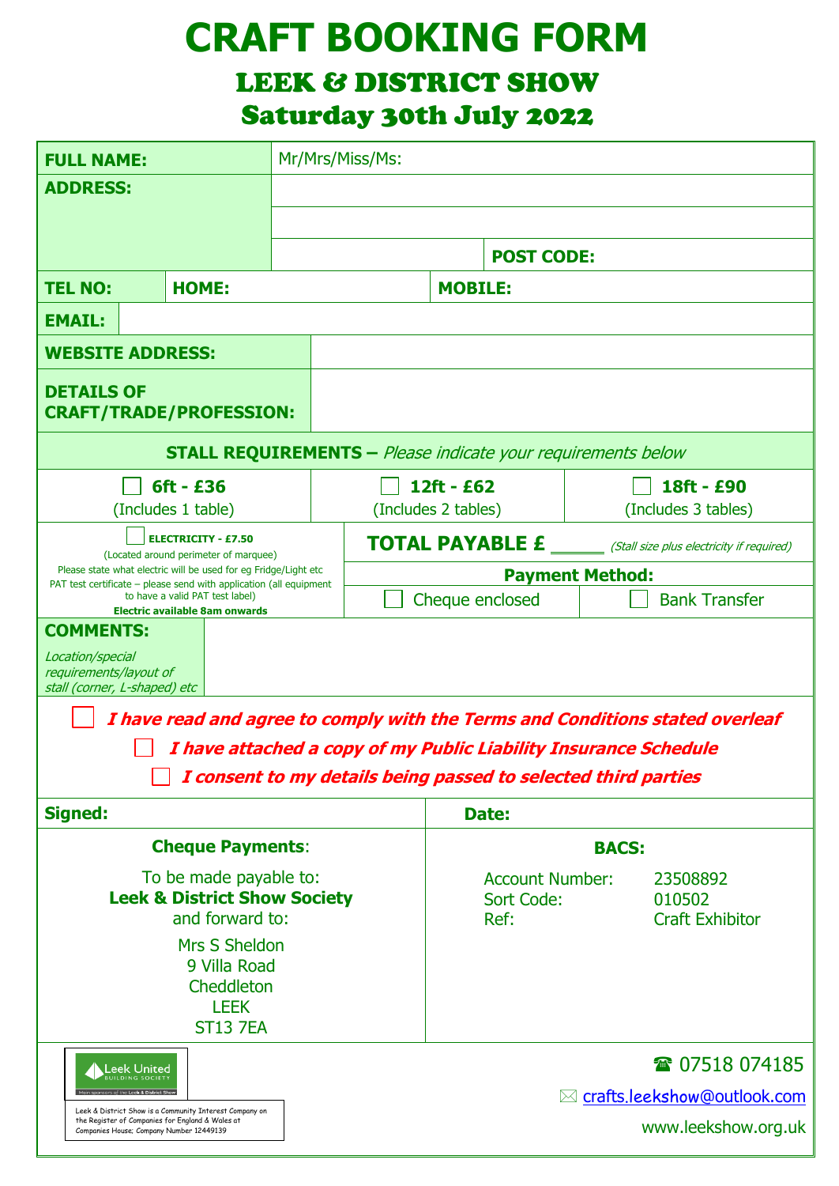# CRAFT BOOKING FORM

## LEEK & DISTRICT SHOW

## Saturday 30th July 2022

| | |
|---|---|
| **FULL NAME:** | Mr/Mrs/Miss/Ms: |
| **ADDRESS:** | |
| | |
| | **POST CODE:** |
| **TEL NO:** **HOME:** | **MOBILE:** |
| **EMAIL:** | |
| **WEBSITE ADDRESS:** | |
| **DETAILS OF CRAFT/TRADE/PROFESSION:** | |

**STALL REQUIREMENTS –** *Please indicate your requirements below*

| ☐ **6ft - £36** (Includes 1 table) | ☐ **12ft - £62** (Includes 2 tables) | ☐ **18ft - £90** (Includes 3 tables) |
|---|---|---|

☐ **ELECTRICITY - £7.50**
(Located around perimeter of marquee)
Please state what electric will be used for eg Fridge/Light etc
PAT test certificate – please send with application (all equipment to have a valid PAT test label)
**Electric available 8am onwards**

**TOTAL PAYABLE £** ______ *(Stall size plus electricity if required)*

**Payment Method:**

☐ Cheque enclosed ☐ Bank Transfer

**COMMENTS:**
*Location/special requirements/layout of stall (corner, L-shaped) etc*

☐ ***I have read and agree to comply with the Terms and Conditions stated overleaf***

☐ ***I have attached a copy of my Public Liability Insurance Schedule***

☐ ***I consent to my details being passed to selected third parties***

| **Signed:** | **Date:** |
|---|---|

**Cheque Payments**:

To be made payable to:
**Leek & District Show Society**
and forward to:

Mrs S Sheldon
9 Villa Road
Cheddleton
LEEK
ST13 7EA

**BACS:**

| | |
|---|---|
| Account Number: | 23508892 |
| Sort Code: | 010502 |
| Ref: | Craft Exhibitor |

Leek United Building Society – Main sponsors of the Leek & District Show

Leek & District Show is a Community Interest Company on the Register of Companies for England & Wales at Companies House; Company Number 12449139

☎ 07518 074185

✉ crafts.leekshow@outlook.com

www.leekshow.org.uk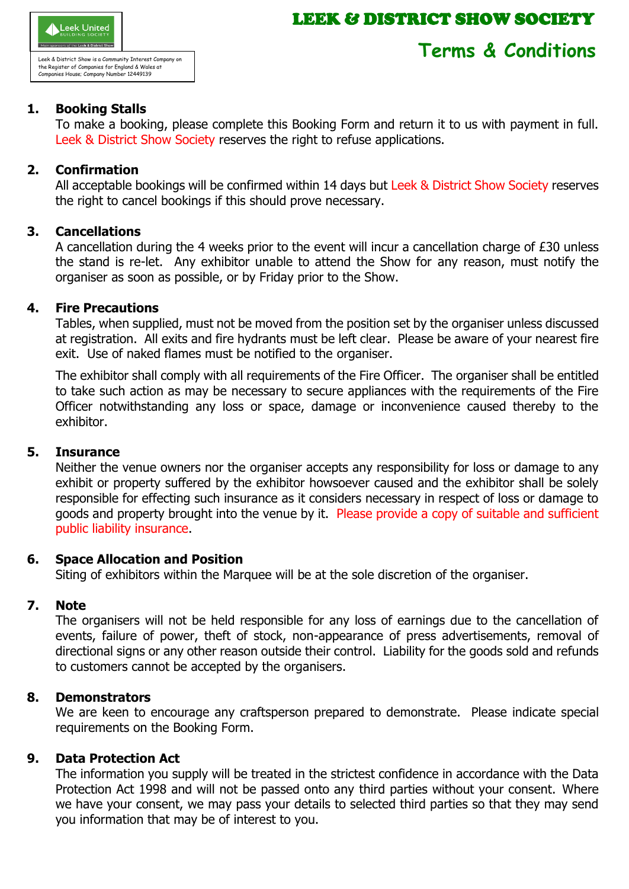Leek United BUILDING SOCIETY

Leek & District Show is a Community Interest Company on the Register of Companies for England & Wales at Companies House; Company Number 12449139

# LEEK & DISTRICT SHOW SOCIETY

## Terms & Conditions

**1. Booking Stalls**

To make a booking, please complete this Booking Form and return it to us with payment in full. Leek & District Show Society reserves the right to refuse applications.

**2. Confirmation**

All acceptable bookings will be confirmed within 14 days but Leek & District Show Society reserves the right to cancel bookings if this should prove necessary.

**3. Cancellations**

A cancellation during the 4 weeks prior to the event will incur a cancellation charge of £30 unless the stand is re-let. Any exhibitor unable to attend the Show for any reason, must notify the organiser as soon as possible, or by Friday prior to the Show.

**4. Fire Precautions**

Tables, when supplied, must not be moved from the position set by the organiser unless discussed at registration. All exits and fire hydrants must be left clear. Please be aware of your nearest fire exit. Use of naked flames must be notified to the organiser.

The exhibitor shall comply with all requirements of the Fire Officer. The organiser shall be entitled to take such action as may be necessary to secure appliances with the requirements of the Fire Officer notwithstanding any loss or space, damage or inconvenience caused thereby to the exhibitor.

**5. Insurance**

Neither the venue owners nor the organiser accepts any responsibility for loss or damage to any exhibit or property suffered by the exhibitor howsoever caused and the exhibitor shall be solely responsible for effecting such insurance as it considers necessary in respect of loss or damage to goods and property brought into the venue by it. Please provide a copy of suitable and sufficient public liability insurance.

**6. Space Allocation and Position**

Siting of exhibitors within the Marquee will be at the sole discretion of the organiser.

**7. Note**

The organisers will not be held responsible for any loss of earnings due to the cancellation of events, failure of power, theft of stock, non-appearance of press advertisements, removal of directional signs or any other reason outside their control. Liability for the goods sold and refunds to customers cannot be accepted by the organisers.

**8. Demonstrators**

We are keen to encourage any craftsperson prepared to demonstrate. Please indicate special requirements on the Booking Form.

**9. Data Protection Act**

The information you supply will be treated in the strictest confidence in accordance with the Data Protection Act 1998 and will not be passed onto any third parties without your consent. Where we have your consent, we may pass your details to selected third parties so that they may send you information that may be of interest to you.